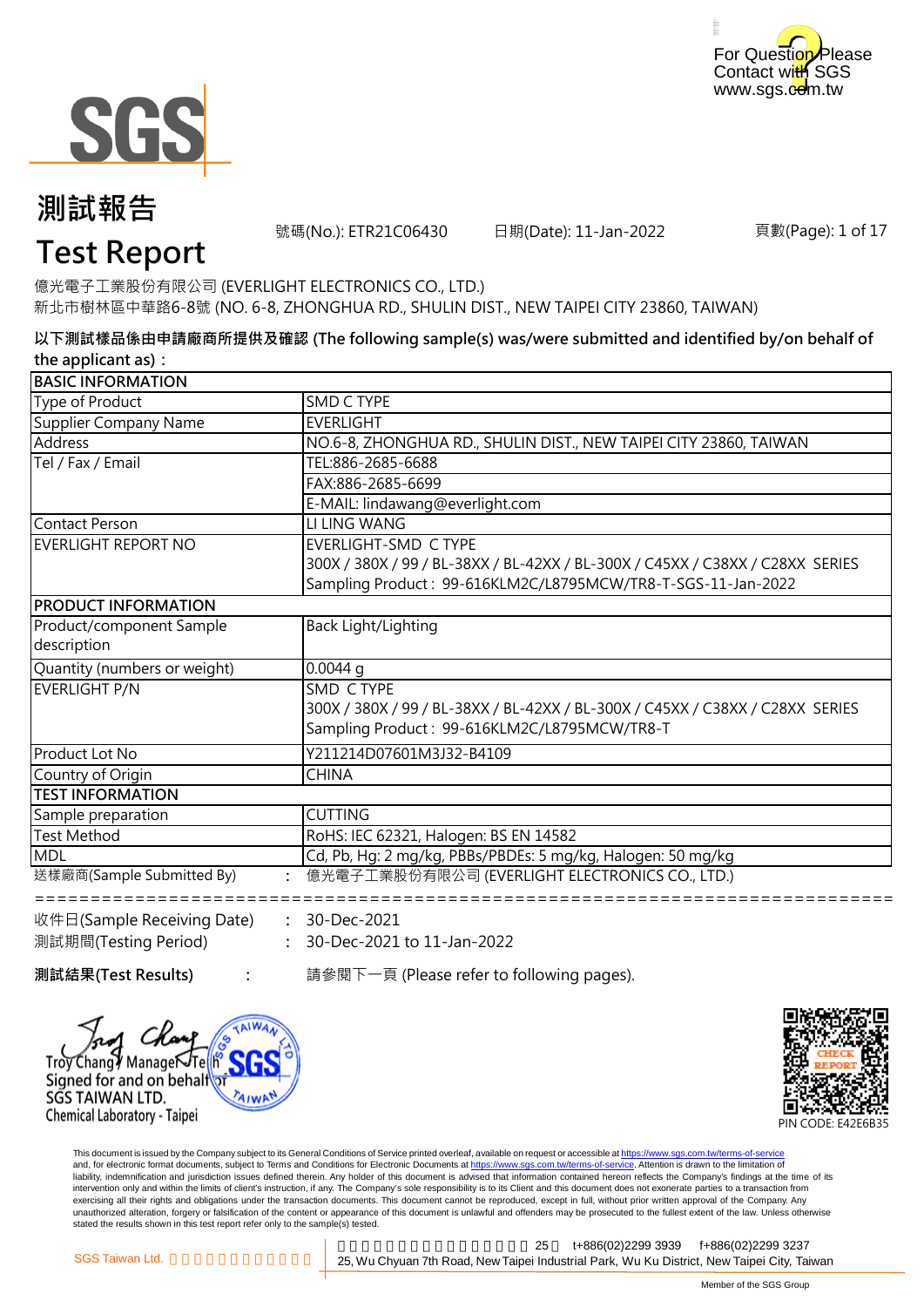For Question Please Contact with SGS
www.sgs.com.tw

# 測試報告
# Test Report

號碼(No.): ETR21C06430　　日期(Date): 11-Jan-2022　　頁數(Page): 1 of 17

億光電子工業股份有限公司 (EVERLIGHT ELECTRONICS CO., LTD.)
新北市樹林區中華路6-8號 (NO. 6-8, ZHONGHUA RD., SHULIN DIST., NEW TAIPEI CITY 23860, TAIWAN)

**以下測試樣品係由申請廠商所提供及確認 (The following sample(s) was/were submitted and identified by/on behalf of the applicant as)：**

| BASIC INFORMATION | |
|---|---|
| Type of Product | SMD C TYPE |
| Supplier Company Name | EVERLIGHT |
| Address | NO.6-8, ZHONGHUA RD., SHULIN DIST., NEW TAIPEI CITY 23860, TAIWAN |
| Tel / Fax / Email | TEL:886-2685-6688 |
| | FAX:886-2685-6699 |
| | E-MAIL: lindawang@everlight.com |
| Contact Person | LI LING WANG |
| EVERLIGHT REPORT NO | EVERLIGHT-SMD C TYPE<br>300X / 380X / 99 / BL-38XX / BL-42XX / BL-300X / C45XX / C38XX / C28XX SERIES<br>Sampling Product : 99-616KLM2C/L8795MCW/TR8-T-SGS-11-Jan-2022 |
| **PRODUCT INFORMATION** | |
| Product/component Sample description | Back Light/Lighting |
| Quantity (numbers or weight) | 0.0044 g |
| EVERLIGHT P/N | SMD C TYPE<br>300X / 380X / 99 / BL-38XX / BL-42XX / BL-300X / C45XX / C38XX / C28XX SERIES<br>Sampling Product : 99-616KLM2C/L8795MCW/TR8-T |
| Product Lot No | Y211214D07601M3J32-B4109 |
| Country of Origin | CHINA |
| **TEST INFORMATION** | |
| Sample preparation | CUTTING |
| Test Method | RoHS: IEC 62321, Halogen: BS EN 14582 |
| MDL | Cd, Pb, Hg: 2 mg/kg, PBBs/PBDEs: 5 mg/kg, Halogen: 50 mg/kg |

送樣廠商(Sample Submitted By)　:　億光電子工業股份有限公司 (EVERLIGHT ELECTRONICS CO., LTD.)

==========================================================================

收件日(Sample Receiving Date)　:　30-Dec-2021
測試期間(Testing Period)　:　30-Dec-2021 to 11-Jan-2022

**測試結果(Test Results)**　:　請參閱下一頁 (Please refer to following pages).

Troy Chang / Manager / Tech
Signed for and on behalf of
SGS TAIWAN LTD.
Chemical Laboratory - Taipei

PIN CODE: E42E6B35

This document is issued by the Company subject to its General Conditions of Service printed overleaf, available on request or accessible at https://www.sgs.com.tw/terms-of-service and, for electronic format documents, subject to Terms and Conditions for Electronic Documents at https://www.sgs.com.tw/terms-of-service. Attention is drawn to the limitation of liability, indemnification and jurisdiction issues defined therein. Any holder of this document is advised that information contained hereon reflects the Company's findings at the time of its intervention only and within the limits of client's instruction, if any. The Company's sole responsibility is to its Client and this document does not exonerate parties to a transaction from exercising all their rights and obligations under the transaction documents. This document cannot be reproduced, except in full, without prior written approval of the Company. Any unauthorized alteration, forgery or falsification of the content or appearance of this document is unlawful and offenders may be prosecuted to the fullest extent of the law. Unless otherwise stated the results shown in this test report refer only to the sample(s) tested.

SGS Taiwan Ltd.　25　t+886(02)2299 3939　f+886(02)2299 3237
25, Wu Chyuan 7th Road, New Taipei Industrial Park, Wu Ku District, New Taipei City, Taiwan

Member of the SGS Group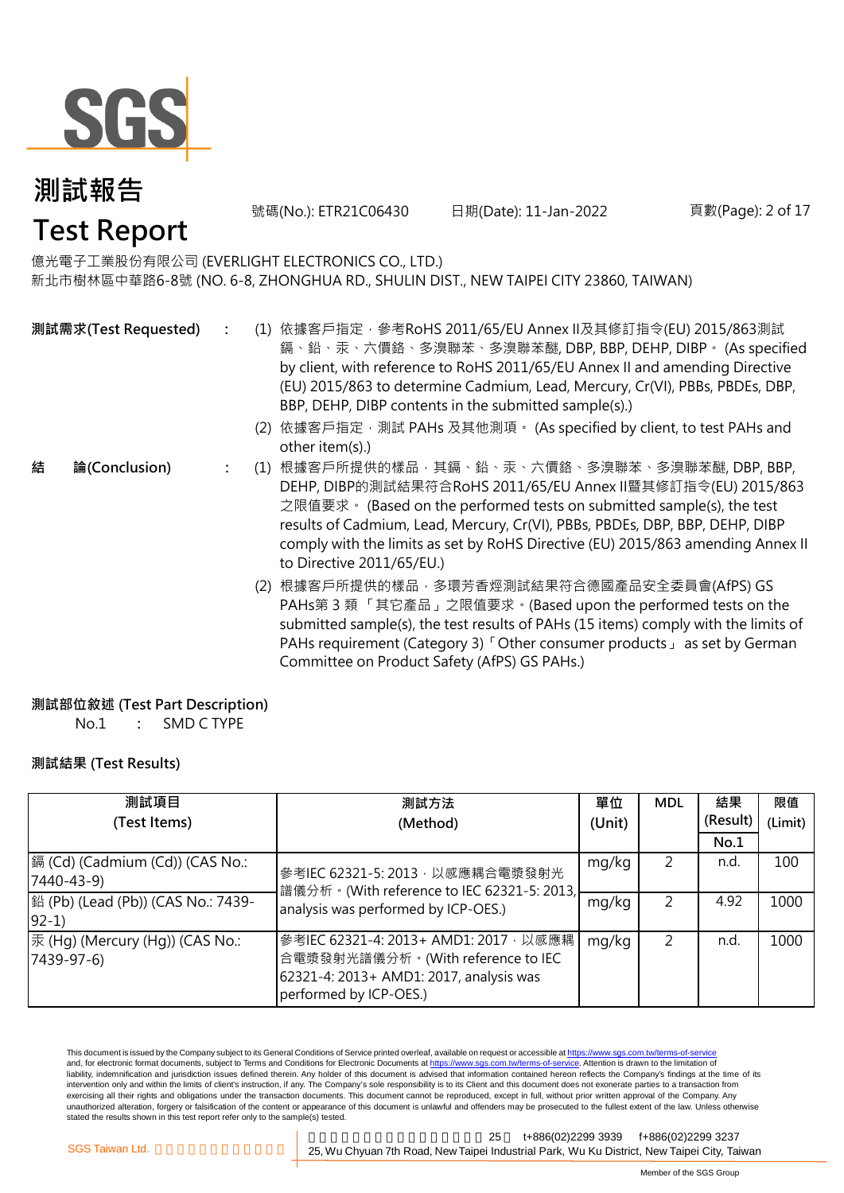# 測試報告
# Test Report

號碼(No.): ETR21C06430　　日期(Date): 11-Jan-2022

億光電子工業股份有限公司 (EVERLIGHT ELECTRONICS CO., LTD.)
新北市樹林區中華路6-8號 (NO. 6-8, ZHONGHUA RD., SHULIN DIST., NEW TAIPEI CITY 23860, TAIWAN)

**測試需求(Test Requested)** :

(1) 依據客戶指定，參考RoHS 2011/65/EU Annex II及其修訂指令(EU) 2015/863測試鎘、鉛、汞、六價鉻、多溴聯苯、多溴聯苯醚, DBP, BBP, DEHP, DIBP。 (As specified by client, with reference to RoHS 2011/65/EU Annex II and amending Directive (EU) 2015/863 to determine Cadmium, Lead, Mercury, Cr(VI), PBBs, PBDEs, DBP, BBP, DEHP, DIBP contents in the submitted sample(s).)

(2) 依據客戶指定，測試 PAHs 及其他測項。 (As specified by client, to test PAHs and other item(s).)

**結　論(Conclusion)** :

(1) 根據客戶所提供的樣品，其鎘、鉛、汞、六價鉻、多溴聯苯、多溴聯苯醚, DBP, BBP, DEHP, DIBP的測試結果符合RoHS 2011/65/EU Annex II暨其修訂指令(EU) 2015/863之限值要求。 (Based on the performed tests on submitted sample(s), the test results of Cadmium, Lead, Mercury, Cr(VI), PBBs, PBDEs, DBP, BBP, DEHP, DIBP comply with the limits as set by RoHS Directive (EU) 2015/863 amending Annex II to Directive 2011/65/EU.)

(2) 根據客戶所提供的樣品，多環芳香烴測試結果符合德國產品安全委員會(AfPS) GS PAHs第 3 類 「其它產品」之限值要求。(Based upon the performed tests on the submitted sample(s), the test results of PAHs (15 items) comply with the limits of PAHs requirement (Category 3)「Other consumer products」 as set by German Committee on Product Safety (AfPS) GS PAHs.)

**測試部位敘述 (Test Part Description)**

No.1 : SMD C TYPE

**測試結果 (Test Results)**

| 測試項目 (Test Items) | 測試方法 (Method) | 單位 (Unit) | MDL | 結果 (Result) No.1 | 限值 (Limit) |
|---|---|---|---|---|---|
| 鎘 (Cd) (Cadmium (Cd)) (CAS No.: 7440-43-9) | 參考IEC 62321-5: 2013，以感應耦合電漿發射光譜儀分析。(With reference to IEC 62321-5: 2013, analysis was performed by ICP-OES.) | mg/kg | 2 | n.d. | 100 |
| 鉛 (Pb) (Lead (Pb)) (CAS No.: 7439-92-1) | 參考IEC 62321-5: 2013，以感應耦合電漿發射光譜儀分析。(With reference to IEC 62321-5: 2013, analysis was performed by ICP-OES.) | mg/kg | 2 | 4.92 | 1000 |
| 汞 (Hg) (Mercury (Hg)) (CAS No.: 7439-97-6) | 參考IEC 62321-4: 2013+ AMD1: 2017，以感應耦合電漿發射光譜儀分析。(With reference to IEC 62321-4: 2013+ AMD1: 2017, analysis was performed by ICP-OES.) | mg/kg | 2 | n.d. | 1000 |

This document is issued by the Company subject to its General Conditions of Service printed overleaf, available on request or accessible at https://www.sgs.com.tw/terms-of-service and, for electronic format documents, subject to Terms and Conditions for Electronic Documents at https://www.sgs.com.tw/terms-of-service. Attention is drawn to the limitation of liability, indemnification and jurisdiction issues defined therein. Any holder of this document is advised that information contained hereon reflects the Company's findings at the time of its intervention only and within the limits of client's instruction, if any. The Company's sole responsibility is to its Client and this document does not exonerate parties to a transaction from exercising all their rights and obligations under the transaction documents. This document cannot be reproduced, except in full, without prior written approval of the Company. Any unauthorized alteration, forgery or falsification of the content or appearance of this document is unlawful and offenders may be prosecuted to the fullest extent of the law. Unless otherwise stated the results shown in this test report refer only to the sample(s) tested.

SGS Taiwan Ltd. | 25, Wu Chyuan 7th Road, New Taipei Industrial Park, Wu Ku District, New Taipei City, Taiwan | t+886(02)2299 3939 f+886(02)2299 3237

Member of the SGS Group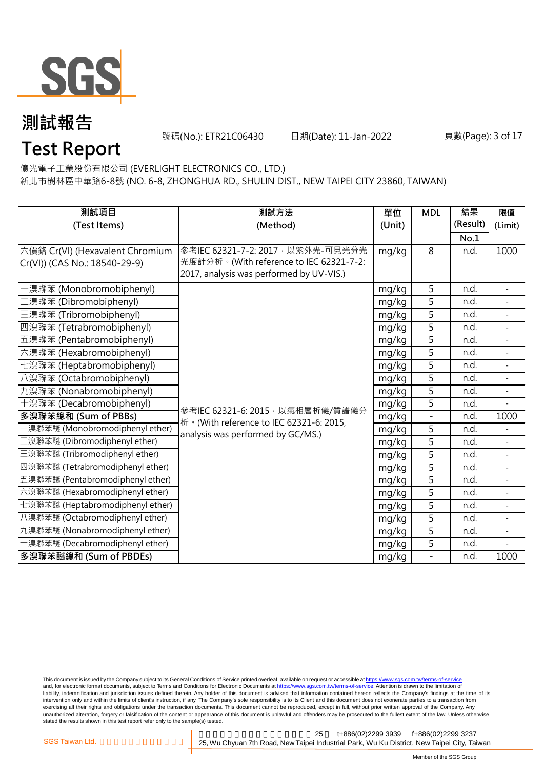# 測試報告

# Test Report

號碼(No.): ETR21C06430　　日期(Date): 11-Jan-2022

億光電子工業股份有限公司 (EVERLIGHT ELECTRONICS CO., LTD.)
新北市樹林區中華路6-8號 (NO. 6-8, ZHONGHUA RD., SHULIN DIST., NEW TAIPEI CITY 23860, TAIWAN)

| 測試項目 (Test Items) | 測試方法 (Method) | 單位 (Unit) | MDL | 結果 (Result) No.1 | 限值 (Limit) |
|---|---|---|---|---|---|
| 六價鉻 Cr(VI) (Hexavalent Chromium Cr(VI)) (CAS No.: 18540-29-9) | 參考IEC 62321-7-2: 2017，以紫外光-可見光分光光度計分析。(With reference to IEC 62321-7-2: 2017, analysis was performed by UV-VIS.) | mg/kg | 8 | n.d. | 1000 |
| 一溴聯苯 (Monobromobiphenyl) | 參考IEC 62321-6: 2015，以氣相層析儀/質譜儀分析。(With reference to IEC 62321-6: 2015, analysis was performed by GC/MS.) | mg/kg | 5 | n.d. | - |
| 二溴聯苯 (Dibromobiphenyl) | | mg/kg | 5 | n.d. | - |
| 三溴聯苯 (Tribromobiphenyl) | | mg/kg | 5 | n.d. | - |
| 四溴聯苯 (Tetrabromobiphenyl) | | mg/kg | 5 | n.d. | - |
| 五溴聯苯 (Pentabromobiphenyl) | | mg/kg | 5 | n.d. | - |
| 六溴聯苯 (Hexabromobiphenyl) | | mg/kg | 5 | n.d. | - |
| 七溴聯苯 (Heptabromobiphenyl) | | mg/kg | 5 | n.d. | - |
| 八溴聯苯 (Octabromobiphenyl) | | mg/kg | 5 | n.d. | - |
| 九溴聯苯 (Nonabromobiphenyl) | | mg/kg | 5 | n.d. | - |
| 十溴聯苯 (Decabromobiphenyl) | | mg/kg | 5 | n.d. | - |
| **多溴聯苯總和 (Sum of PBBs)** | | mg/kg | - | n.d. | 1000 |
| 一溴聯苯醚 (Monobromodiphenyl ether) | | mg/kg | 5 | n.d. | - |
| 二溴聯苯醚 (Dibromodiphenyl ether) | | mg/kg | 5 | n.d. | - |
| 三溴聯苯醚 (Tribromodiphenyl ether) | | mg/kg | 5 | n.d. | - |
| 四溴聯苯醚 (Tetrabromodiphenyl ether) | | mg/kg | 5 | n.d. | - |
| 五溴聯苯醚 (Pentabromodiphenyl ether) | | mg/kg | 5 | n.d. | - |
| 六溴聯苯醚 (Hexabromodiphenyl ether) | | mg/kg | 5 | n.d. | - |
| 七溴聯苯醚 (Heptabromodiphenyl ether) | | mg/kg | 5 | n.d. | - |
| 八溴聯苯醚 (Octabromodiphenyl ether) | | mg/kg | 5 | n.d. | - |
| 九溴聯苯醚 (Nonabromodiphenyl ether) | | mg/kg | 5 | n.d. | - |
| 十溴聯苯醚 (Decabromodiphenyl ether) | | mg/kg | 5 | n.d. | - |
| **多溴聯苯醚總和 (Sum of PBDEs)** | | mg/kg | - | n.d. | 1000 |

This document is issued by the Company subject to its General Conditions of Service printed overleaf, available on request or accessible at https://www.sgs.com.tw/terms-of-service and, for electronic format documents, subject to Terms and Conditions for Electronic Documents at https://www.sgs.com.tw/terms-of-service. Attention is drawn to the limitation of liability, indemnification and jurisdiction issues defined therein. Any holder of this document is advised that information contained hereon reflects the Company's findings at the time of its intervention only and within the limits of client's instruction, if any. The Company's sole responsibility is to its Client and this document does not exonerate parties to a transaction from exercising all their rights and obligations under the transaction documents. This document cannot be reproduced, except in full, without prior written approval of the Company. Any unauthorized alteration, forgery or falsification of the content or appearance of this document is unlawful and offenders may be prosecuted to the fullest extent of the law. Unless otherwise stated the results shown in this test report refer only to the sample(s) tested.

SGS Taiwan Ltd. 25 t+886(02)2299 3939 f+886(02)2299 3237
25, Wu Chyuan 7th Road, New Taipei Industrial Park, Wu Ku District, New Taipei City, Taiwan

Member of the SGS Group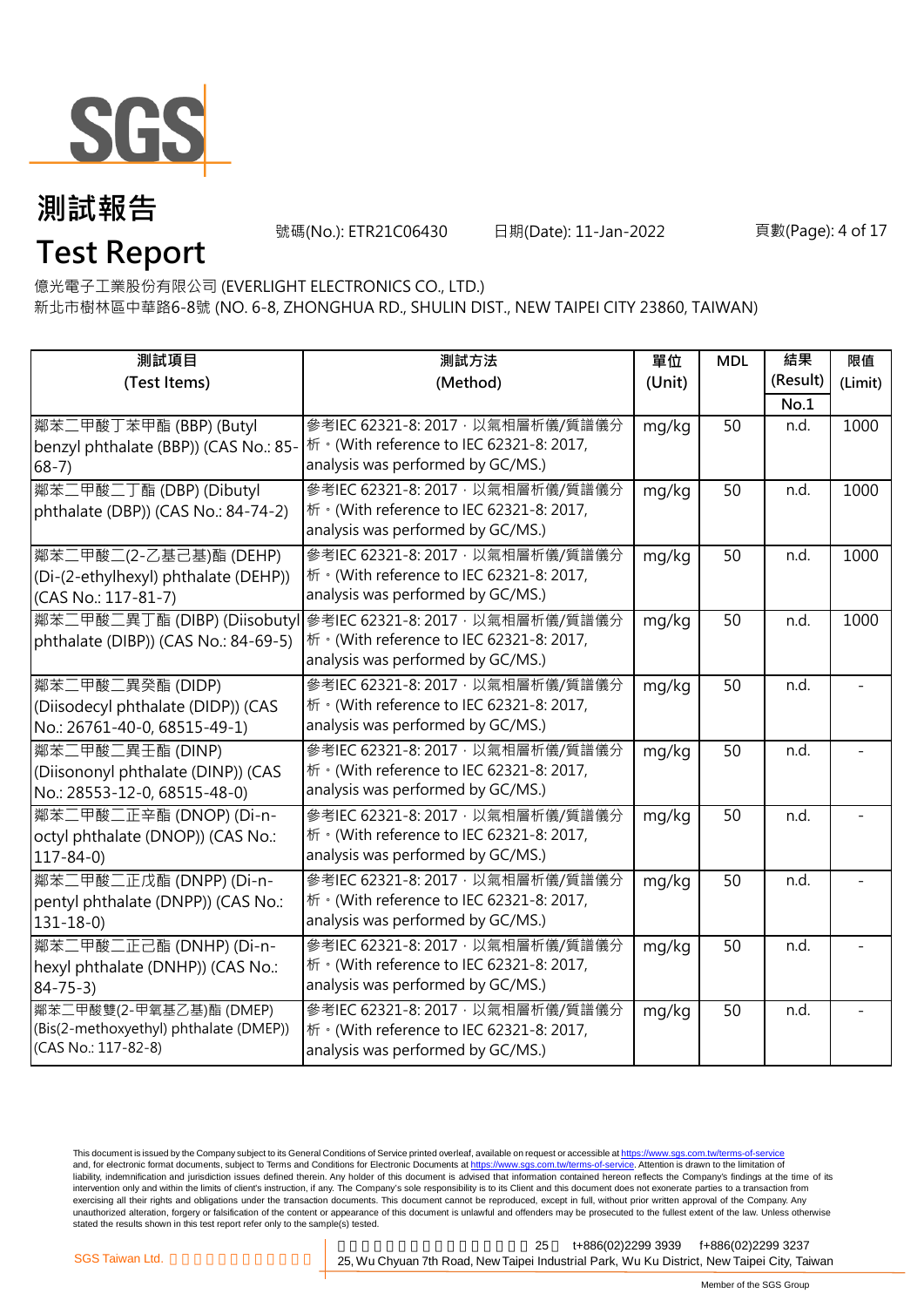# 測試報告

# Test Report

號碼(No.): ETR21C06430　　日期(Date): 11-Jan-2022

億光電子工業股份有限公司 (EVERLIGHT ELECTRONICS CO., LTD.)
新北市樹林區中華路6-8號 (NO. 6-8, ZHONGHUA RD., SHULIN DIST., NEW TAIPEI CITY 23860, TAIWAN)

| 測試項目 (Test Items) | 測試方法 (Method) | 單位 (Unit) | MDL | 結果 (Result) No.1 | 限值 (Limit) |
|---|---|---|---|---|---|
| 鄰苯二甲酸丁苯甲酯 (BBP) (Butyl benzyl phthalate (BBP)) (CAS No.: 85-68-7) | 參考IEC 62321-8: 2017，以氣相層析儀/質譜儀分析。(With reference to IEC 62321-8: 2017, analysis was performed by GC/MS.) | mg/kg | 50 | n.d. | 1000 |
| 鄰苯二甲酸二丁酯 (DBP) (Dibutyl phthalate (DBP)) (CAS No.: 84-74-2) | 參考IEC 62321-8: 2017，以氣相層析儀/質譜儀分析。(With reference to IEC 62321-8: 2017, analysis was performed by GC/MS.) | mg/kg | 50 | n.d. | 1000 |
| 鄰苯二甲酸二(2-乙基己基)酯 (DEHP) (Di-(2-ethylhexyl) phthalate (DEHP)) (CAS No.: 117-81-7) | 參考IEC 62321-8: 2017，以氣相層析儀/質譜儀分析。(With reference to IEC 62321-8: 2017, analysis was performed by GC/MS.) | mg/kg | 50 | n.d. | 1000 |
| 鄰苯二甲酸二異丁酯 (DIBP) (Diisobutyl phthalate (DIBP)) (CAS No.: 84-69-5) | 參考IEC 62321-8: 2017，以氣相層析儀/質譜儀分析。(With reference to IEC 62321-8: 2017, analysis was performed by GC/MS.) | mg/kg | 50 | n.d. | 1000 |
| 鄰苯二甲酸二異癸酯 (DIDP) (Diisodecyl phthalate (DIDP)) (CAS No.: 26761-40-0, 68515-49-1) | 參考IEC 62321-8: 2017，以氣相層析儀/質譜儀分析。(With reference to IEC 62321-8: 2017, analysis was performed by GC/MS.) | mg/kg | 50 | n.d. | - |
| 鄰苯二甲酸二異壬酯 (DINP) (Diisononyl phthalate (DINP)) (CAS No.: 28553-12-0, 68515-48-0) | 參考IEC 62321-8: 2017，以氣相層析儀/質譜儀分析。(With reference to IEC 62321-8: 2017, analysis was performed by GC/MS.) | mg/kg | 50 | n.d. | - |
| 鄰苯二甲酸二正辛酯 (DNOP) (Di-n-octyl phthalate (DNOP)) (CAS No.: 117-84-0) | 參考IEC 62321-8: 2017，以氣相層析儀/質譜儀分析。(With reference to IEC 62321-8: 2017, analysis was performed by GC/MS.) | mg/kg | 50 | n.d. | - |
| 鄰苯二甲酸二正戊酯 (DNPP) (Di-n-pentyl phthalate (DNPP)) (CAS No.: 131-18-0) | 參考IEC 62321-8: 2017，以氣相層析儀/質譜儀分析。(With reference to IEC 62321-8: 2017, analysis was performed by GC/MS.) | mg/kg | 50 | n.d. | - |
| 鄰苯二甲酸二正己酯 (DNHP) (Di-n-hexyl phthalate (DNHP)) (CAS No.: 84-75-3) | 參考IEC 62321-8: 2017，以氣相層析儀/質譜儀分析。(With reference to IEC 62321-8: 2017, analysis was performed by GC/MS.) | mg/kg | 50 | n.d. | - |
| 鄰苯二甲酸雙(2-甲氧基乙基)酯 (DMEP) (Bis(2-methoxyethyl) phthalate (DMEP)) (CAS No.: 117-82-8) | 參考IEC 62321-8: 2017，以氣相層析儀/質譜儀分析。(With reference to IEC 62321-8: 2017, analysis was performed by GC/MS.) | mg/kg | 50 | n.d. | - |

This document is issued by the Company subject to its General Conditions of Service printed overleaf, available on request or accessible at https://www.sgs.com.tw/terms-of-service and, for electronic format documents, subject to Terms and Conditions for Electronic Documents at https://www.sgs.com.tw/terms-of-service. Attention is drawn to the limitation of liability, indemnification and jurisdiction issues defined therein. Any holder of this document is advised that information contained hereon reflects the Company's findings at the time of its intervention only and within the limits of client's instruction, if any. The Company's sole responsibility is to its Client and this document does not exonerate parties to a transaction from exercising all their rights and obligations under the transaction documents. This document cannot be reproduced, except in full, without prior written approval of the Company. Any unauthorized alteration, forgery or falsification of the content or appearance of this document is unlawful and offenders may be prosecuted to the fullest extent of the law. Unless otherwise stated the results shown in this test report refer only to the sample(s) tested.

SGS Taiwan Ltd. | 25 t+886(02)2299 3939 f+886(02)2299 3237 | 25, Wu Chyuan 7th Road, New Taipei Industrial Park, Wu Ku District, New Taipei City, Taiwan

Member of the SGS Group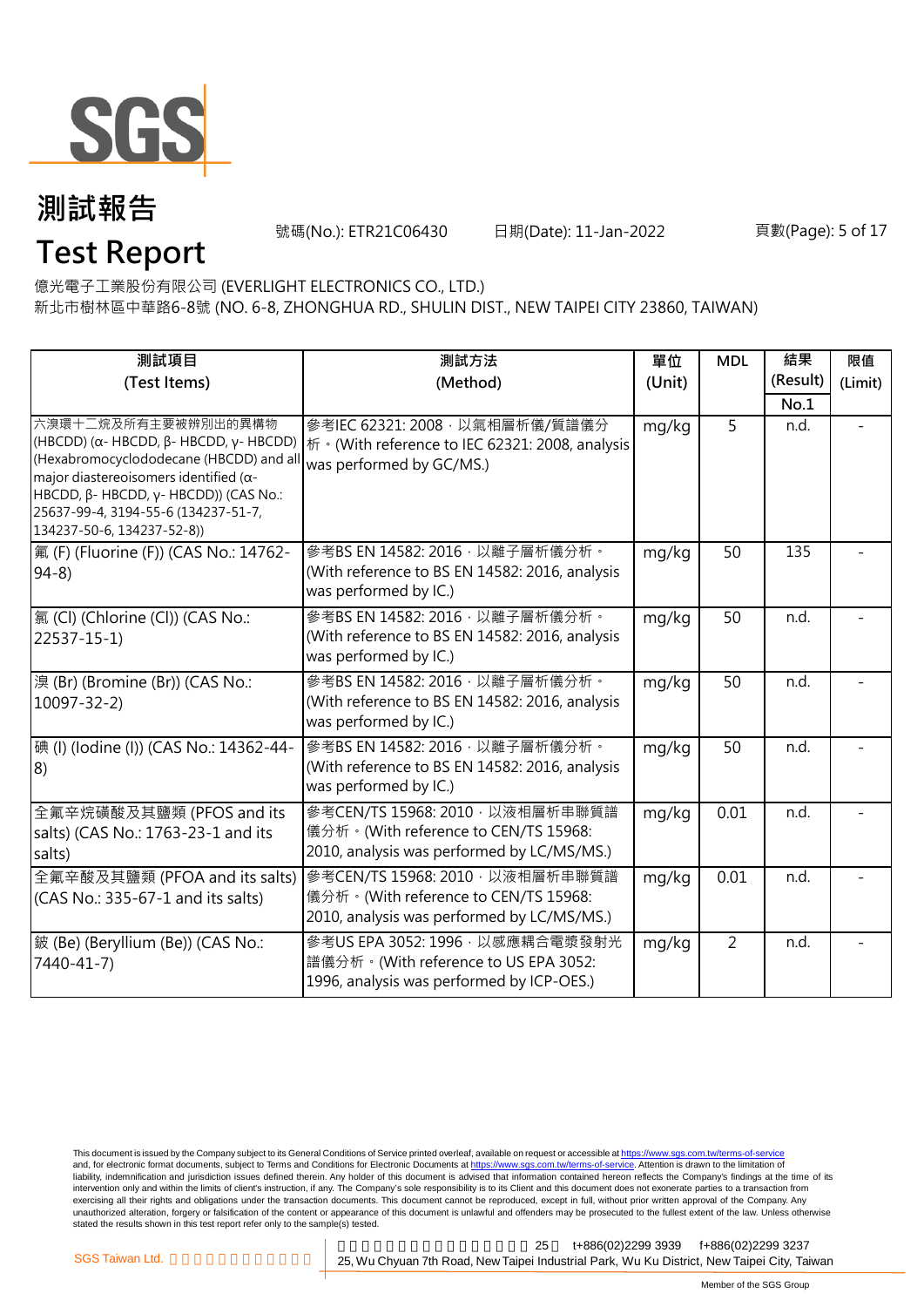# 測試報告
# Test Report

號碼(No.): ETR21C06430　　日期(Date): 11-Jan-2022

億光電子工業股份有限公司 (EVERLIGHT ELECTRONICS CO., LTD.)
新北市樹林區中華路6-8號 (NO. 6-8, ZHONGHUA RD., SHULIN DIST., NEW TAIPEI CITY 23860, TAIWAN)

| 測試項目 (Test Items) | 測試方法 (Method) | 單位 (Unit) | MDL | 結果 (Result) No.1 | 限值 (Limit) |
|---|---|---|---|---|---|
| 六溴環十二烷及所有主要被辨別出的異構物 (HBCDD) (α- HBCDD, β- HBCDD, γ- HBCDD) (Hexabromocyclododecane (HBCDD) and all major diastereoisomers identified (α- HBCDD, β- HBCDD, γ- HBCDD)) (CAS No.: 25637-99-4, 3194-55-6 (134237-51-7, 134237-50-6, 134237-52-8)) | 參考IEC 62321: 2008，以氣相層析儀/質譜儀分析。(With reference to IEC 62321: 2008, analysis was performed by GC/MS.) | mg/kg | 5 | n.d. | - |
| 氟 (F) (Fluorine (F)) (CAS No.: 14762-94-8) | 參考BS EN 14582: 2016，以離子層析儀分析。(With reference to BS EN 14582: 2016, analysis was performed by IC.) | mg/kg | 50 | 135 | - |
| 氯 (Cl) (Chlorine (Cl)) (CAS No.: 22537-15-1) | 參考BS EN 14582: 2016，以離子層析儀分析。(With reference to BS EN 14582: 2016, analysis was performed by IC.) | mg/kg | 50 | n.d. | - |
| 溴 (Br) (Bromine (Br)) (CAS No.: 10097-32-2) | 參考BS EN 14582: 2016，以離子層析儀分析。(With reference to BS EN 14582: 2016, analysis was performed by IC.) | mg/kg | 50 | n.d. | - |
| 碘 (I) (Iodine (I)) (CAS No.: 14362-44-8) | 參考BS EN 14582: 2016，以離子層析儀分析。(With reference to BS EN 14582: 2016, analysis was performed by IC.) | mg/kg | 50 | n.d. | - |
| 全氟辛烷磺酸及其鹽類 (PFOS and its salts) (CAS No.: 1763-23-1 and its salts) | 參考CEN/TS 15968: 2010，以液相層析串聯質譜儀分析。(With reference to CEN/TS 15968: 2010, analysis was performed by LC/MS/MS.) | mg/kg | 0.01 | n.d. | - |
| 全氟辛酸及其鹽類 (PFOA and its salts) (CAS No.: 335-67-1 and its salts) | 參考CEN/TS 15968: 2010，以液相層析串聯質譜儀分析。(With reference to CEN/TS 15968: 2010, analysis was performed by LC/MS/MS.) | mg/kg | 0.01 | n.d. | - |
| 鈹 (Be) (Beryllium (Be)) (CAS No.: 7440-41-7) | 參考US EPA 3052: 1996，以感應耦合電漿發射光譜儀分析。(With reference to US EPA 3052: 1996, analysis was performed by ICP-OES.) | mg/kg | 2 | n.d. | - |

This document is issued by the Company subject to its General Conditions of Service printed overleaf, available on request or accessible at https://www.sgs.com.tw/terms-of-service and, for electronic format documents, subject to Terms and Conditions for Electronic Documents at https://www.sgs.com.tw/terms-of-service. Attention is drawn to the limitation of liability, indemnification and jurisdiction issues defined therein. Any holder of this document is advised that information contained hereon reflects the Company's findings at the time of its intervention only and within the limits of client's instruction, if any. The Company's sole responsibility is to its Client and this document does not exonerate parties to a transaction from exercising all their rights and obligations under the transaction documents. This document cannot be reproduced, except in full, without prior written approval of the Company. Any unauthorized alteration, forgery or falsification of the content or appearance of this document is unlawful and offenders may be prosecuted to the fullest extent of the law. Unless otherwise stated the results shown in this test report refer only to the sample(s) tested.

SGS Taiwan Ltd. 25, Wu Chyuan 7th Road, New Taipei Industrial Park, Wu Ku District, New Taipei City, Taiwan t+886(02)2299 3939 f+886(02)2299 3237

Member of the SGS Group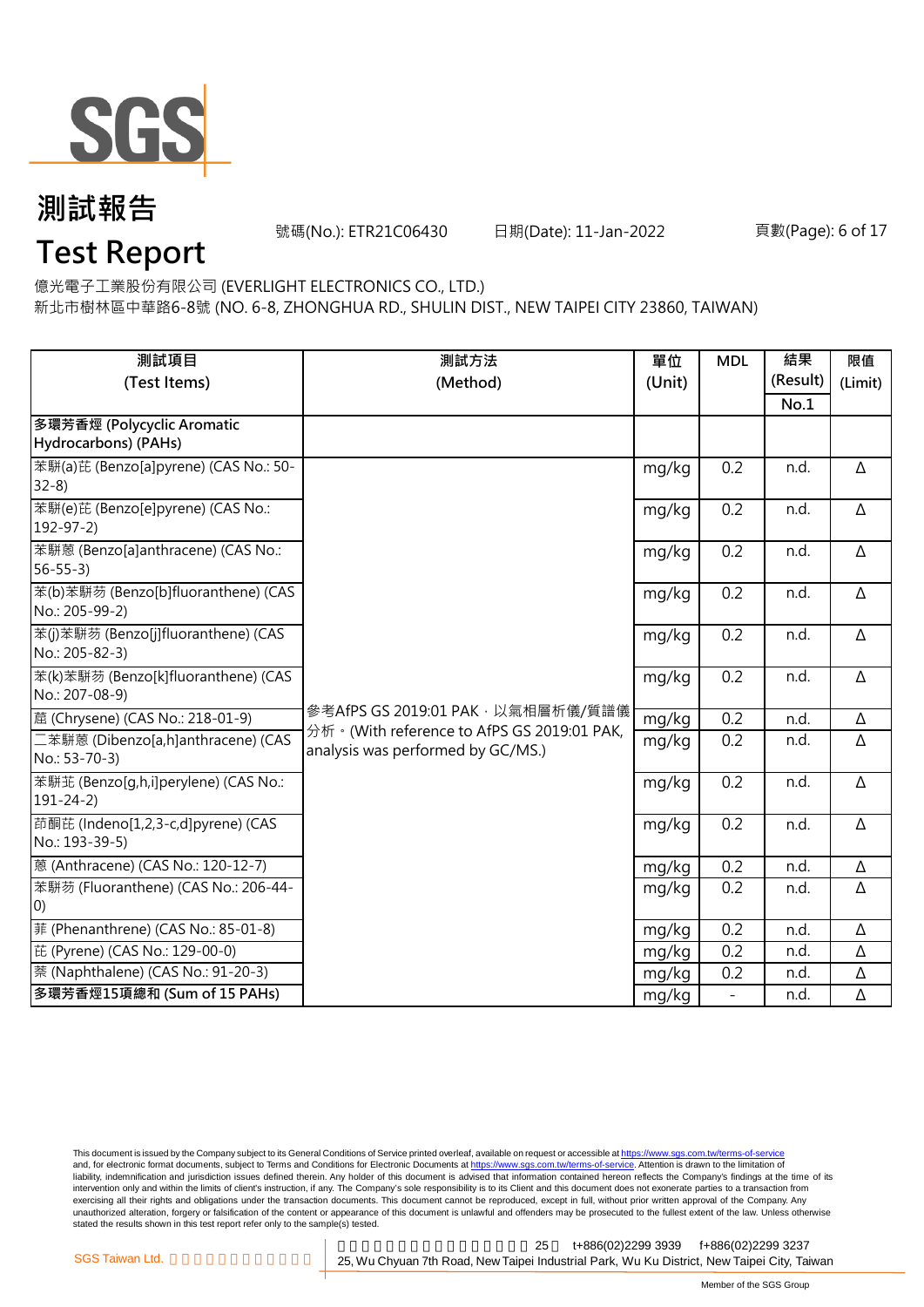# 測試報告

# Test Report

號碼(No.): ETR21C06430　　日期(Date): 11-Jan-2022

億光電子工業股份有限公司 (EVERLIGHT ELECTRONICS CO., LTD.)
新北市樹林區中華路6-8號 (NO. 6-8, ZHONGHUA RD., SHULIN DIST., NEW TAIPEI CITY 23860, TAIWAN)

| 測試項目 (Test Items) | 測試方法 (Method) | 單位 (Unit) | MDL | 結果 (Result) No.1 | 限值 (Limit) |
|---|---|---|---|---|---|
| **多環芳香烴 (Polycyclic Aromatic Hydrocarbons) (PAHs)** | | | | | |
| 苯駢(a)芘 (Benzo[a]pyrene) (CAS No.: 50-32-8) | 參考AfPS GS 2019:01 PAK，以氣相層析儀/質譜儀分析。(With reference to AfPS GS 2019:01 PAK, analysis was performed by GC/MS.) | mg/kg | 0.2 | n.d. | Δ |
| 苯駢(e)芘 (Benzo[e]pyrene) (CAS No.: 192-97-2) | | mg/kg | 0.2 | n.d. | Δ |
| 苯駢蒽 (Benzo[a]anthracene) (CAS No.: 56-55-3) | | mg/kg | 0.2 | n.d. | Δ |
| 苯(b)苯駢芴 (Benzo[b]fluoranthene) (CAS No.: 205-99-2) | | mg/kg | 0.2 | n.d. | Δ |
| 苯(j)苯駢芴 (Benzo[j]fluoranthene) (CAS No.: 205-82-3) | | mg/kg | 0.2 | n.d. | Δ |
| 苯(k)苯駢芴 (Benzo[k]fluoranthene) (CAS No.: 207-08-9) | | mg/kg | 0.2 | n.d. | Δ |
| 䓛 (Chrysene) (CAS No.: 218-01-9) | | mg/kg | 0.2 | n.d. | Δ |
| 二苯駢蒽 (Dibenzo[a,h]anthracene) (CAS No.: 53-70-3) | | mg/kg | 0.2 | n.d. | Δ |
| 苯駢苝 (Benzo[g,h,i]perylene) (CAS No.: 191-24-2) | | mg/kg | 0.2 | n.d. | Δ |
| 茚酮芘 (Indeno[1,2,3-c,d]pyrene) (CAS No.: 193-39-5) | | mg/kg | 0.2 | n.d. | Δ |
| 蒽 (Anthracene) (CAS No.: 120-12-7) | | mg/kg | 0.2 | n.d. | Δ |
| 苯駢芴 (Fluoranthene) (CAS No.: 206-44-0) | | mg/kg | 0.2 | n.d. | Δ |
| 菲 (Phenanthrene) (CAS No.: 85-01-8) | | mg/kg | 0.2 | n.d. | Δ |
| 芘 (Pyrene) (CAS No.: 129-00-0) | | mg/kg | 0.2 | n.d. | Δ |
| 萘 (Naphthalene) (CAS No.: 91-20-3) | | mg/kg | 0.2 | n.d. | Δ |
| **多環芳香烴15項總和 (Sum of 15 PAHs)** | | mg/kg | - | n.d. | Δ |

This document is issued by the Company subject to its General Conditions of Service printed overleaf, available on request or accessible at https://www.sgs.com.tw/terms-of-service and, for electronic format documents, subject to Terms and Conditions for Electronic Documents at https://www.sgs.com.tw/terms-of-service. Attention is drawn to the limitation of liability, indemnification and jurisdiction issues defined therein. Any holder of this document is advised that information contained hereon reflects the Company's findings at the time of its intervention only and within the limits of client's instruction, if any. The Company's sole responsibility is to its Client and this document does not exonerate parties to a transaction from exercising all their rights and obligations under the transaction documents. This document cannot be reproduced, except in full, without prior written approval of the Company. Any unauthorized alteration, forgery or falsification of the content or appearance of this document is unlawful and offenders may be prosecuted to the fullest extent of the law. Unless otherwise stated the results shown in this test report refer only to the sample(s) tested.

SGS Taiwan Ltd. | 25, Wu Chyuan 7th Road, New Taipei Industrial Park, Wu Ku District, New Taipei City, Taiwan　t+886(02)2299 3939　f+886(02)2299 3237

Member of the SGS Group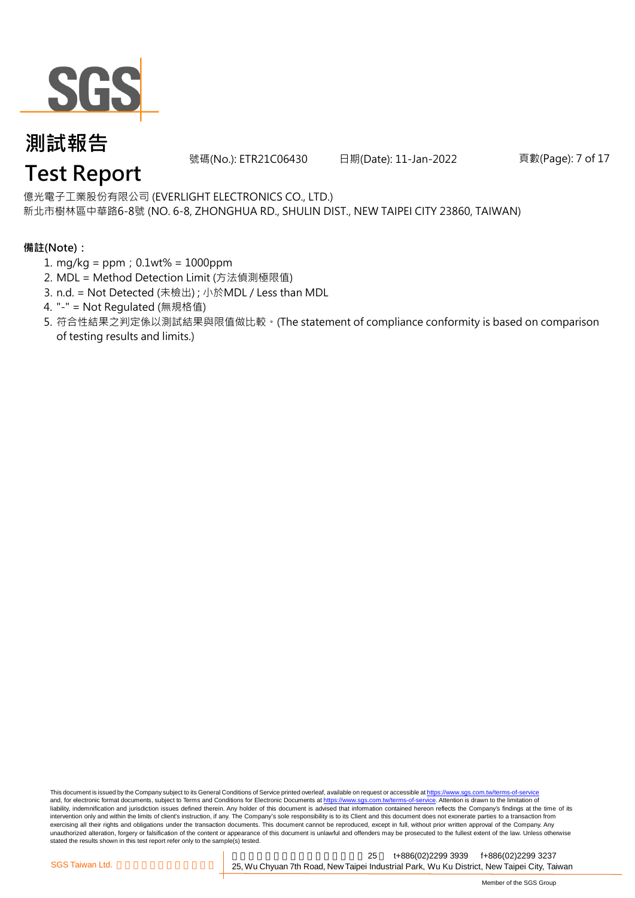# 測試報告

# Test Report

號碼(No.): ETR21C06430　　日期(Date): 11-Jan-2022

億光電子工業股份有限公司 (EVERLIGHT ELECTRONICS CO., LTD.)
新北市樹林區中華路6-8號 (NO. 6-8, ZHONGHUA RD., SHULIN DIST., NEW TAIPEI CITY 23860, TAIWAN)

**備註(Note)：**

1. mg/kg = ppm；0.1wt% = 1000ppm
2. MDL = Method Detection Limit (方法偵測極限值)
3. n.d. = Not Detected (未檢出) ; 小於MDL / Less than MDL
4. "-" = Not Regulated (無規格值)
5. 符合性結果之判定係以測試結果與限值做比較。(The statement of compliance conformity is based on comparison of testing results and limits.)

This document is issued by the Company subject to its General Conditions of Service printed overleaf, available on request or accessible at https://www.sgs.com.tw/terms-of-service and, for electronic format documents, subject to Terms and Conditions for Electronic Documents at https://www.sgs.com.tw/terms-of-service. Attention is drawn to the limitation of liability, indemnification and jurisdiction issues defined therein. Any holder of this document is advised that information contained hereon reflects the Company's findings at the time of its intervention only and within the limits of client's instruction, if any. The Company's sole responsibility is to its Client and this document does not exonerate parties to a transaction from exercising all their rights and obligations under the transaction documents. This document cannot be reproduced, except in full, without prior written approval of the Company. Any unauthorized alteration, forgery or falsification of the content or appearance of this document is unlawful and offenders may be prosecuted to the fullest extent of the law. Unless otherwise stated the results shown in this test report refer only to the sample(s) tested.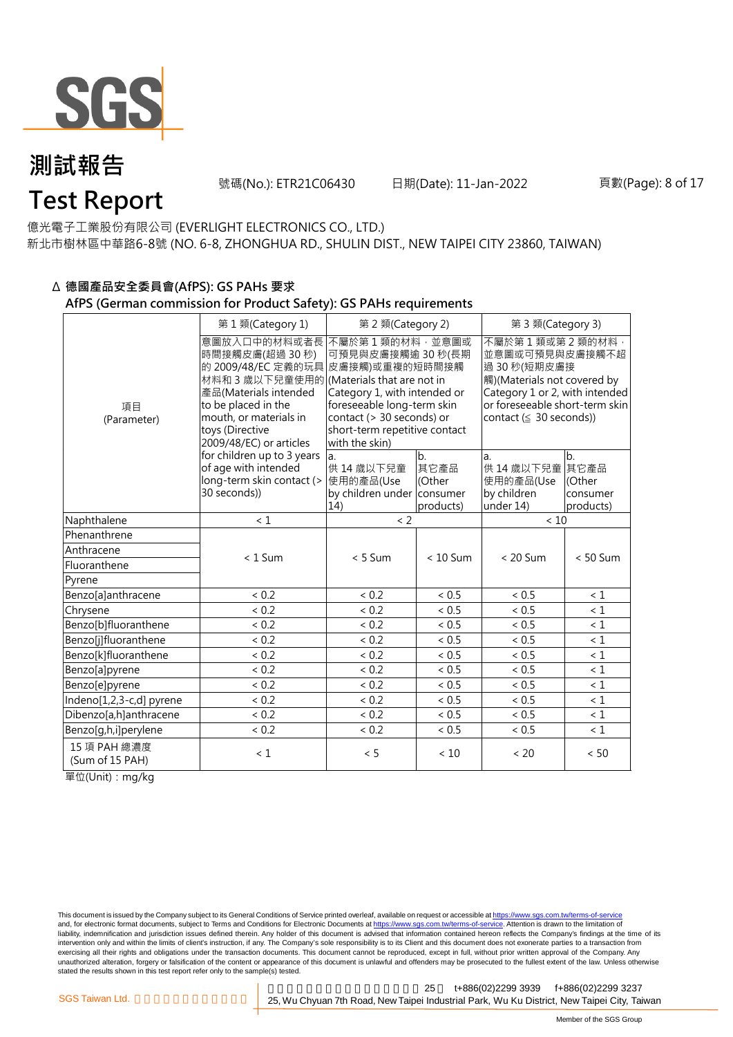# 測試報告
# Test Report

號碼(No.): ETR21C06430　　日期(Date): 11-Jan-2022

億光電子工業股份有限公司 (EVERLIGHT ELECTRONICS CO., LTD.)
新北市樹林區中華路6-8號 (NO. 6-8, ZHONGHUA RD., SHULIN DIST., NEW TAIPEI CITY 23860, TAIWAN)

### Δ 德國產品安全委員會(AfPS): GS PAHs 要求
### AfPS (German commission for Product Safety): GS PAHs requirements

| 項目 (Parameter) | 第 1 類(Category 1) | 第 2 類(Category 2) | | 第 3 類(Category 3) | |
|---|---|---|---|---|---|
| | 意圖放入口中的材料或者長時間接觸皮膚(超過 30 秒)的 2009/48/EC 定義的玩具材料和 3 歲以下兒童使用的產品(Materials intended to be placed in the mouth, or materials in toys (Directive 2009/48/EC) or articles for children up to 3 years of age with intended long-term skin contact (> 30 seconds)) | 不屬於第 1 類的材料，並意圖或可預見與皮膚接觸逾 30 秒(長期皮膚接觸)或重複的短時間接觸(Materials that are not in Category 1, with intended or foreseeable long-term skin contact (> 30 seconds) or short-term repetitive contact with the skin) | | 不屬於第 1 類或第 2 類的材料，並意圖或可預見與皮膚接觸不超過 30 秒(短期皮膚接觸)(Materials not covered by Category 1 or 2, with intended or foreseeable short-term skin contact (≦ 30 seconds)) | |
| | | a. 供 14 歲以下兒童使用的產品(Use by children under 14) | b. 其它產品 (Other consumer products) | a. 供 14 歲以下兒童使用的產品(Use by children under 14) | b. 其它產品 (Other consumer products) |
| Naphthalene | < 1 | < 2 | | < 10 | |
| Phenanthrene | < 1 Sum | < 5 Sum | < 10 Sum | < 20 Sum | < 50 Sum |
| Anthracene | | | | | |
| Fluoranthene | | | | | |
| Pyrene | | | | | |
| Benzo[a]anthracene | < 0.2 | < 0.2 | < 0.5 | < 0.5 | < 1 |
| Chrysene | < 0.2 | < 0.2 | < 0.5 | < 0.5 | < 1 |
| Benzo[b]fluoranthene | < 0.2 | < 0.2 | < 0.5 | < 0.5 | < 1 |
| Benzo[j]fluoranthene | < 0.2 | < 0.2 | < 0.5 | < 0.5 | < 1 |
| Benzo[k]fluoranthene | < 0.2 | < 0.2 | < 0.5 | < 0.5 | < 1 |
| Benzo[a]pyrene | < 0.2 | < 0.2 | < 0.5 | < 0.5 | < 1 |
| Benzo[e]pyrene | < 0.2 | < 0.2 | < 0.5 | < 0.5 | < 1 |
| Indeno[1,2,3-c,d] pyrene | < 0.2 | < 0.2 | < 0.5 | < 0.5 | < 1 |
| Dibenzo[a,h]anthracene | < 0.2 | < 0.2 | < 0.5 | < 0.5 | < 1 |
| Benzo[g,h,i]perylene | < 0.2 | < 0.2 | < 0.5 | < 0.5 | < 1 |
| 15 項 PAH 總濃度 (Sum of 15 PAH) | < 1 | < 5 | < 10 | < 20 | < 50 |

單位(Unit)：mg/kg

This document is issued by the Company subject to its General Conditions of Service printed overleaf, available on request or accessible at https://www.sgs.com.tw/terms-of-service and, for electronic format documents, subject to Terms and Conditions for Electronic Documents at https://www.sgs.com.tw/terms-of-service. Attention is drawn to the limitation of liability, indemnification and jurisdiction issues defined therein. Any holder of this document is advised that information contained hereon reflects the Company's findings at the time of its intervention only and within the limits of client's instruction, if any. The Company's sole responsibility is to its Client and this document does not exonerate parties to a transaction from exercising all their rights and obligations under the transaction documents. This document cannot be reproduced, except in full, without prior written approval of the Company. Any unauthorized alteration, forgery or falsification of the content or appearance of this document is unlawful and offenders may be prosecuted to the fullest extent of the law. Unless otherwise stated the results shown in this test report refer only to the sample(s) tested.

SGS Taiwan Ltd. 25 t+886(02)2299 3939 f+886(02)2299 3237
25, Wu Chyuan 7th Road, New Taipei Industrial Park, Wu Ku District, New Taipei City, Taiwan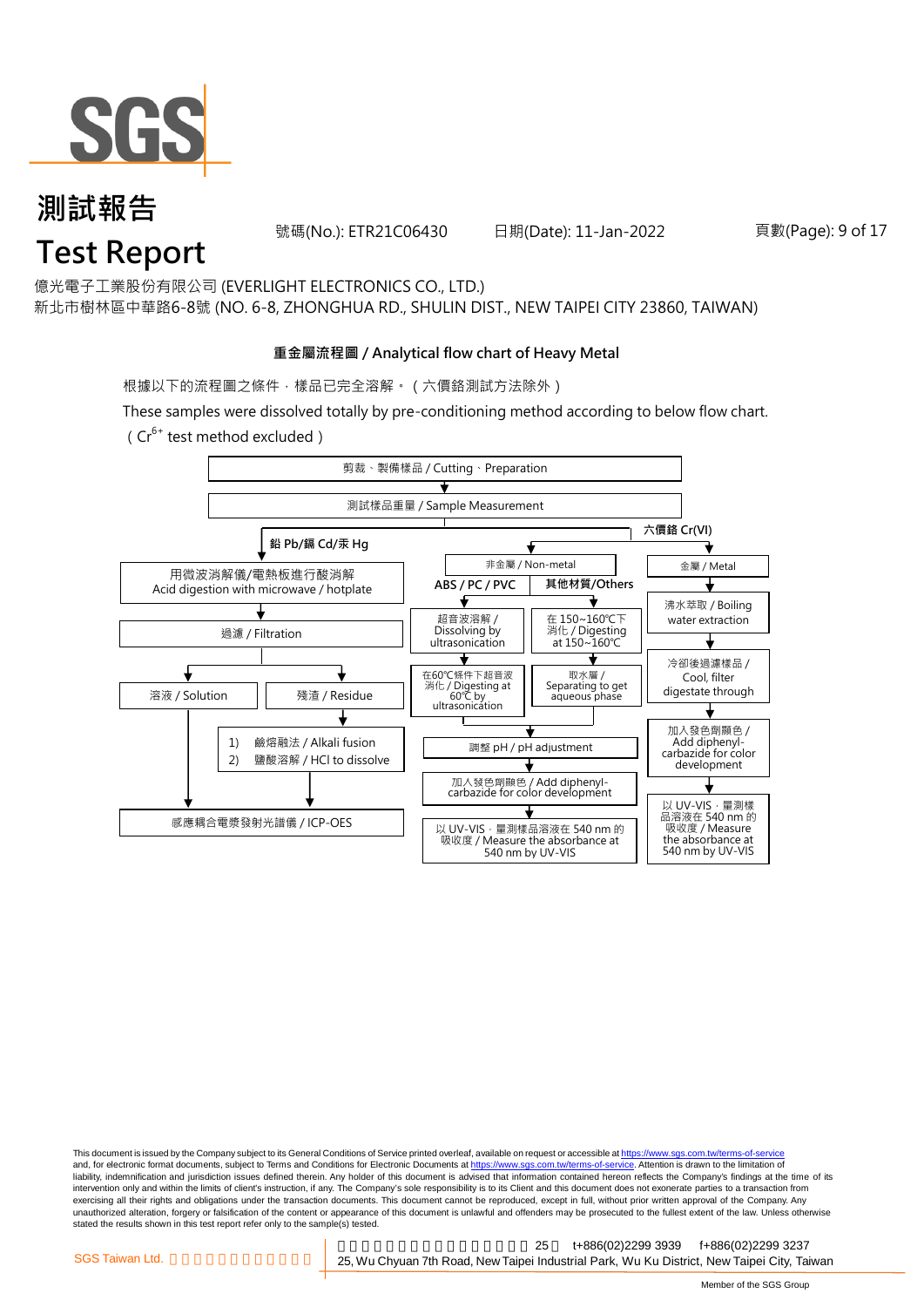# 測試報告
# Test Report

號碼(No.): ETR21C06430　　日期(Date): 11-Jan-2022

億光電子工業股份有限公司 (EVERLIGHT ELECTRONICS CO., LTD.)
新北市樹林區中華路6-8號 (NO. 6-8, ZHONGHUA RD., SHULIN DIST., NEW TAIPEI CITY 23860, TAIWAN)

## 重金屬流程圖 / Analytical flow chart of Heavy Metal

根據以下的流程圖之條件，樣品已完全溶解。（六價鉻測試方法除外）

These samples were dissolved totally by pre-conditioning method according to below flow chart.
（$Cr^{6+}$ test method excluded）

剪裁、製備樣品 / Cutting、Preparation
↓
測試樣品重量 / Sample Measurement

**鉛 Pb/鎘 Cd/汞 Hg**
- 用微波消解儀/電熱板進行酸消解 / Acid digestion with microwave / hotplate
- 過濾 / Filtration
  - 溶液 / Solution → 感應耦合電漿發射光譜儀 / ICP-OES
  - 殘渣 / Residue
    - 1) 鹼熔融法 / Alkali fusion
    - 2) 鹽酸溶解 / HCl to dissolve
    - → 感應耦合電漿發射光譜儀 / ICP-OES

**六價鉻 Cr(VI)**
- 非金屬 / Non-metal
  - ABS / PC / PVC
    - 超音波溶解 / Dissolving by ultrasonication
    - 在60℃條件下超音波消化 / Digesting at 60℃ by ultrasonication
  - 其他材質/Others
    - 在 150~160℃下消化 / Digesting at 150~160℃
    - 取水層 / Separating to get aqueous phase
  - 調整 pH / pH adjustment
  - 加入發色劑顯色 / Add diphenyl-carbazide for color development
  - 以 UV-VIS，量測樣品溶液在 540 nm 的吸收度 / Measure the absorbance at 540 nm by UV-VIS
- 金屬 / Metal
  - 沸水萃取 / Boiling water extraction
  - 冷卻後過濾樣品 / Cool, filter digestate through
  - 加入發色劑顯色 / Add diphenyl-carbazide for color development
  - 以 UV-VIS，量測樣品溶液在 540 nm 的吸收度 / Measure the absorbance at 540 nm by UV-VIS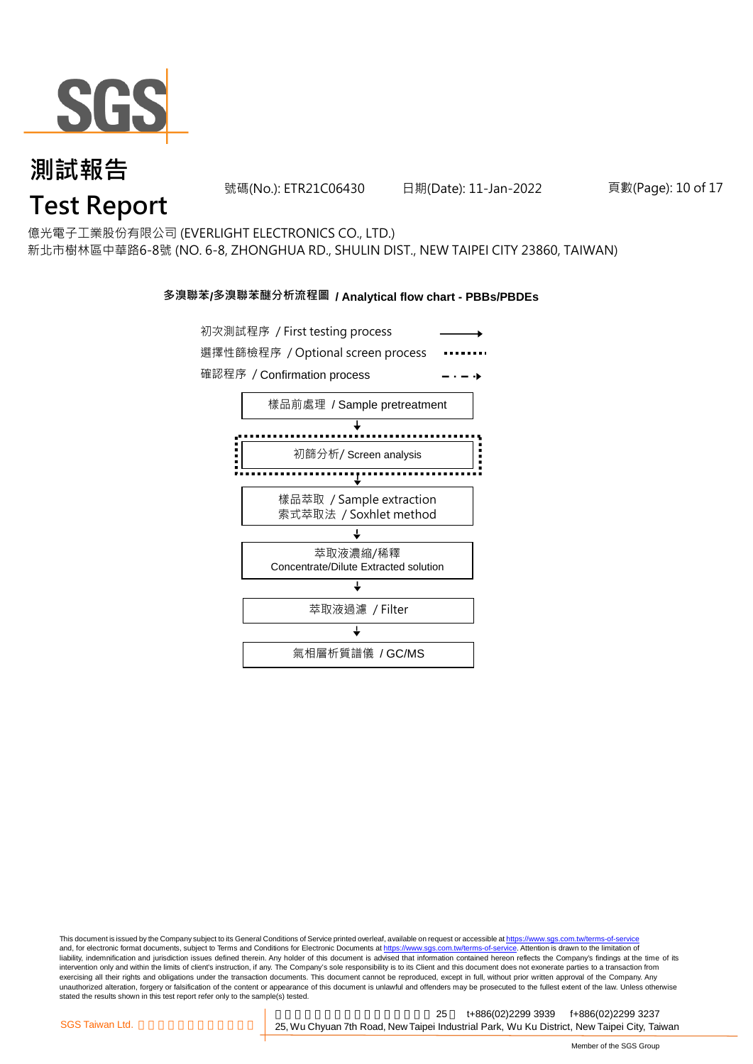# 測試報告
# Test Report

號碼(No.): ETR21C06430　　日期(Date): 11-Jan-2022

億光電子工業股份有限公司 (EVERLIGHT ELECTRONICS CO., LTD.)
新北市樹林區中華路6-8號 (NO. 6-8, ZHONGHUA RD., SHULIN DIST., NEW TAIPEI CITY 23860, TAIWAN)

**多溴聯苯/多溴聯苯醚分析流程圖 / Analytical flow chart - PBBs/PBDEs**

初次測試程序 / First testing process →
選擇性篩檢程序 / Optional screen process ········
確認程序 / Confirmation process - · - ·▸

樣品前處理 / Sample pretreatment
↓
初篩分析/ Screen analysis
↓
樣品萃取 / Sample extraction
索式萃取法 / Soxhlet method
↓
萃取液濃縮/稀釋
Concentrate/Dilute Extracted solution
↓
萃取液過濾 / Filter
↓
氣相層析質譜儀 / GC/MS

This document is issued by the Company subject to its General Conditions of Service printed overleaf, available on request or accessible at https://www.sgs.com.tw/terms-of-service and, for electronic format documents, subject to Terms and Conditions for Electronic Documents at https://www.sgs.com.tw/terms-of-service. Attention is drawn to the limitation of liability, indemnification and jurisdiction issues defined therein. Any holder of this document is advised that information contained hereon reflects the Company's findings at the time of its intervention only and within the limits of client's instruction, if any. The Company's sole responsibility is to its Client and this document does not exonerate parties to a transaction from exercising all their rights and obligations under the transaction documents. This document cannot be reproduced, except in full, without prior written approval of the Company. Any unauthorized alteration, forgery or falsification of the content or appearance of this document is unlawful and offenders may be prosecuted to the fullest extent of the law. Unless otherwise stated the results shown in this test report refer only to the sample(s) tested.

SGS Taiwan Ltd. 25 t+886(02)2299 3939 f+886(02)2299 3237
25, Wu Chyuan 7th Road, New Taipei Industrial Park, Wu Ku District, New Taipei City, Taiwan

Member of the SGS Group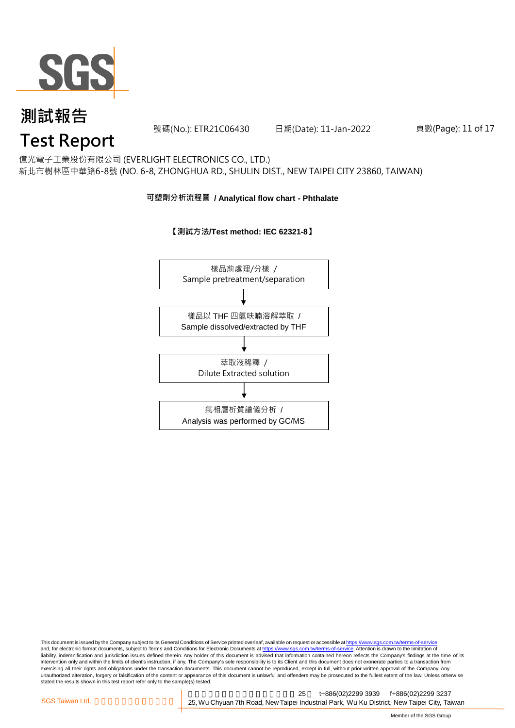# 測試報告
# Test Report

號碼(No.): ETR21C06430 日期(Date): 11-Jan-2022

億光電子工業股份有限公司 (EVERLIGHT ELECTRONICS CO., LTD.)
新北市樹林區中華路6-8號 (NO. 6-8, ZHONGHUA RD., SHULIN DIST., NEW TAIPEI CITY 23860, TAIWAN)

## 可塑劑分析流程圖 / Analytical flow chart - Phthalate

**【測試方法/Test method: IEC 62321-8】**

樣品前處理/分樣 /
Sample pretreatment/separation

↓

樣品以 THF 四氫呋喃溶解萃取 /
Sample dissolved/extracted by THF

↓

萃取液稀釋 /
Dilute Extracted solution

↓

氣相層析質譜儀分析 /
Analysis was performed by GC/MS

This document is issued by the Company subject to its General Conditions of Service printed overleaf, available on request or accessible at https://www.sgs.com.tw/terms-of-service and, for electronic format documents, subject to Terms and Conditions for Electronic Documents at https://www.sgs.com.tw/terms-of-service. Attention is drawn to the limitation of liability, indemnification and jurisdiction issues defined therein. Any holder of this document is advised that information contained hereon reflects the Company's findings at the time of its intervention only and within the limits of client's instruction, if any. The Company's sole responsibility is to its Client and this document does not exonerate parties to a transaction from exercising all their rights and obligations under the transaction documents. This document cannot be reproduced, except in full, without prior written approval of the Company. Any unauthorized alteration, forgery or falsification of the content or appearance of this document is unlawful and offenders may be prosecuted to the fullest extent of the law. Unless otherwise stated the results shown in this test report refer only to the sample(s) tested.

SGS Taiwan Ltd. | 25 t+886(02)2299 3939 f+886(02)2299 3237
25, Wu Chyuan 7th Road, New Taipei Industrial Park, Wu Ku District, New Taipei City, Taiwan

Member of the SGS Group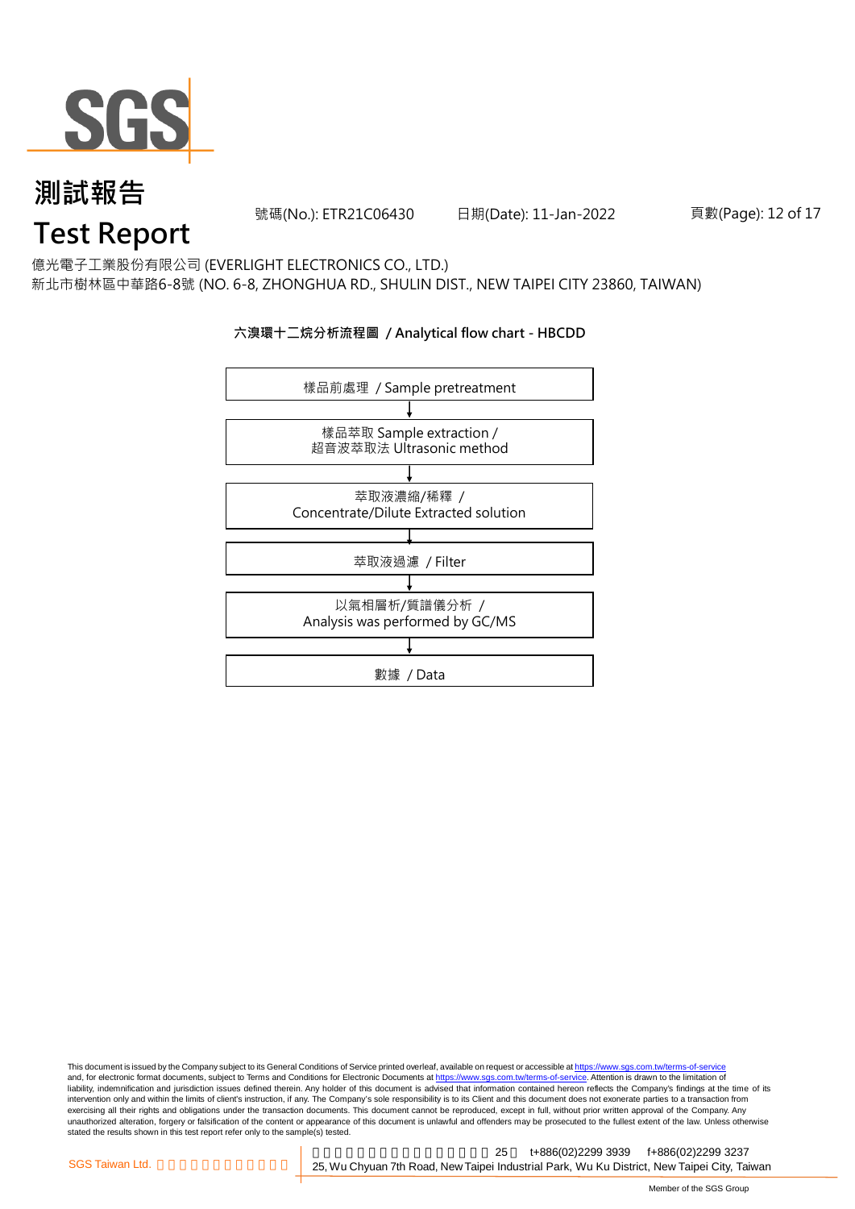億光電子工業股份有限公司 (EVERLIGHT ELECTRONICS CO., LTD.)
新北市樹林區中華路6-8號 (NO. 6-8, ZHONGHUA RD., SHULIN DIST., NEW TAIPEI CITY 23860, TAIWAN)

**六溴環十二烷分析流程圖 / Analytical flow chart - HBCDD**

樣品前處理 / Sample pretreatment

↓

樣品萃取 Sample extraction /
超音波萃取法 Ultrasonic method

↓

萃取液濃縮/稀釋 /
Concentrate/Dilute Extracted solution

↓

萃取液過濾 / Filter

↓

以氣相層析/質譜儀分析 /
Analysis was performed by GC/MS

↓

數據 / Data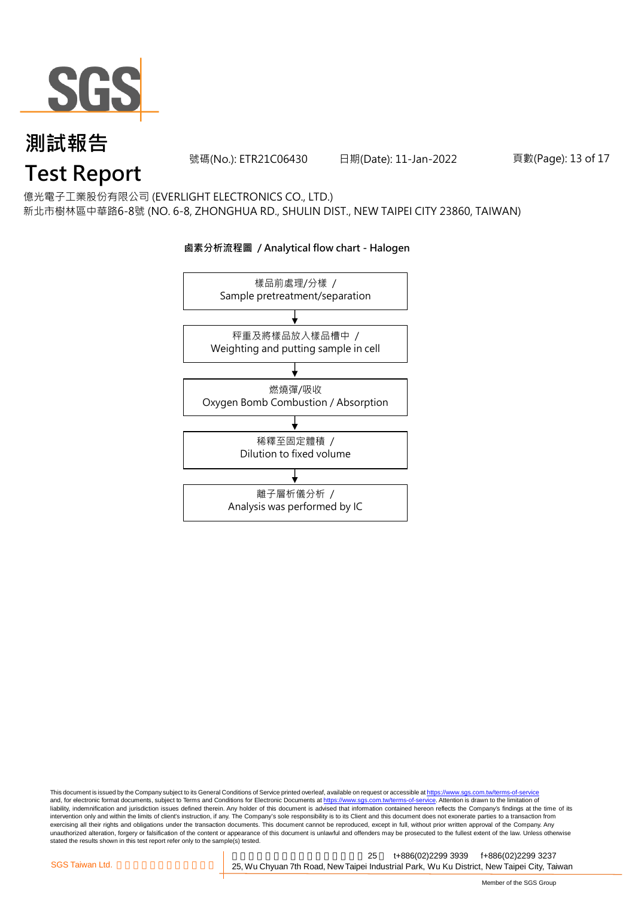# 測試報告
# Test Report

號碼(No.): ETR21C06430 日期(Date): 11-Jan-2022

億光電子工業股份有限公司 (EVERLIGHT ELECTRONICS CO., LTD.)
新北市樹林區中華路6-8號 (NO. 6-8, ZHONGHUA RD., SHULIN DIST., NEW TAIPEI CITY 23860, TAIWAN)

**鹵素分析流程圖 / Analytical flow chart - Halogen**

樣品前處理/分樣 / Sample pretreatment/separation

↓

秤重及將樣品放入樣品槽中 / Weighting and putting sample in cell

↓

燃燒彈/吸收 Oxygen Bomb Combustion / Absorption

↓

稀釋至固定體積 / Dilution to fixed volume

↓

離子層析儀分析 / Analysis was performed by IC

This document is issued by the Company subject to its General Conditions of Service printed overleaf, available on request or accessible at https://www.sgs.com.tw/terms-of-service and, for electronic format documents, subject to Terms and Conditions for Electronic Documents at https://www.sgs.com.tw/terms-of-service. Attention is drawn to the limitation of liability, indemnification and jurisdiction issues defined therein. Any holder of this document is advised that information contained hereon reflects the Company's findings at the time of its intervention only and within the limits of client's instruction, if any. The Company's sole responsibility is to its Client and this document does not exonerate parties to a transaction from exercising all their rights and obligations under the transaction documents. This document cannot be reproduced, except in full, without prior written approval of the Company. Any unauthorized alteration, forgery or falsification of the content or appearance of this document is unlawful and offenders may be prosecuted to the fullest extent of the law. Unless otherwise stated the results shown in this test report refer only to the sample(s) tested.

SGS Taiwan Ltd. 25, Wu Chyuan 7th Road, New Taipei Industrial Park, Wu Ku District, New Taipei City, Taiwan t+886(02)2299 3939 f+886(02)2299 3237

Member of the SGS Group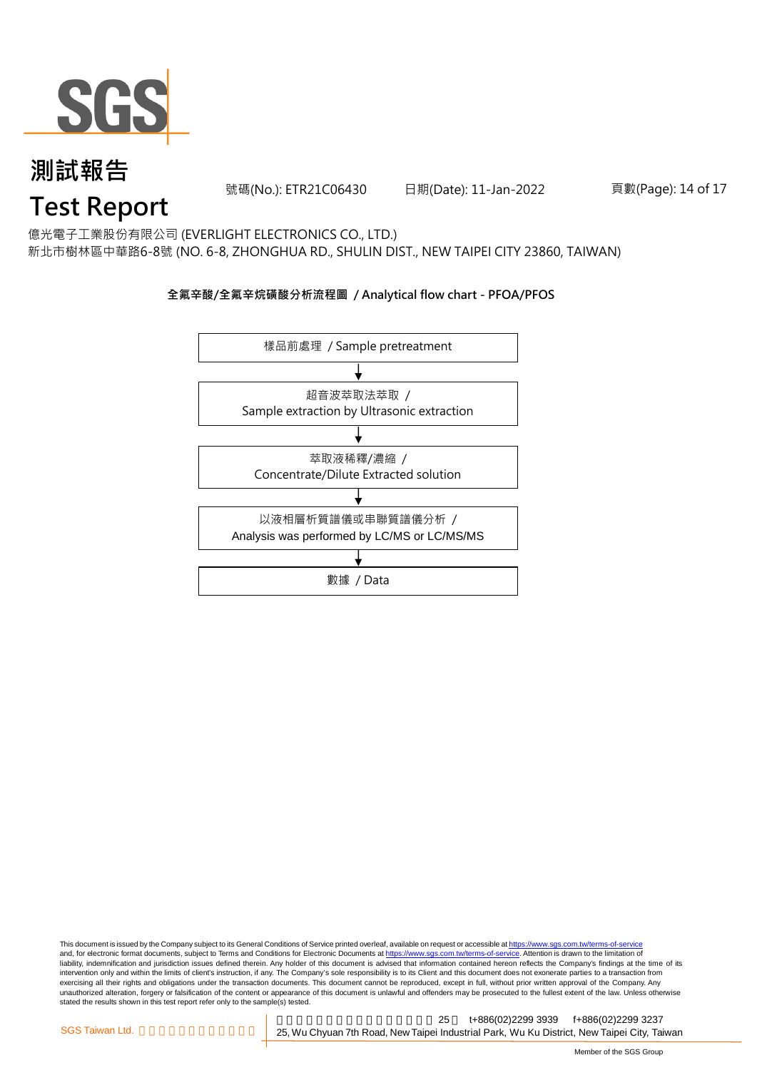# 測試報告
# Test Report

號碼(No.): ETR21C06430　日期(Date): 11-Jan-2022

億光電子工業股份有限公司 (EVERLIGHT ELECTRONICS CO., LTD.)
新北市樹林區中華路6-8號 (NO. 6-8, ZHONGHUA RD., SHULIN DIST., NEW TAIPEI CITY 23860, TAIWAN)

**全氟辛酸/全氟辛烷磺酸分析流程圖 / Analytical flow chart - PFOA/PFOS**

樣品前處理 / Sample pretreatment

↓

超音波萃取法萃取 /
Sample extraction by Ultrasonic extraction

↓

萃取液稀釋/濃縮 /
Concentrate/Dilute Extracted solution

↓

以液相層析質譜儀或串聯質譜儀分析 /
Analysis was performed by LC/MS or LC/MS/MS

↓

數據 / Data

This document is issued by the Company subject to its General Conditions of Service printed overleaf, available on request or accessible at https://www.sgs.com.tw/terms-of-service and, for electronic format documents, subject to Terms and Conditions for Electronic Documents at https://www.sgs.com.tw/terms-of-service. Attention is drawn to the limitation of liability, indemnification and jurisdiction issues defined therein. Any holder of this document is advised that information contained hereon reflects the Company's findings at the time of its intervention only and within the limits of client's instruction, if any. The Company's sole responsibility is to its Client and this document does not exonerate parties to a transaction from exercising all their rights and obligations under the transaction documents. This document cannot be reproduced, except in full, without prior written approval of the Company. Any unauthorized alteration, forgery or falsification of the content or appearance of this document is unlawful and offenders may be prosecuted to the fullest extent of the law. Unless otherwise stated the results shown in this test report refer only to the sample(s) tested.

SGS Taiwan Ltd. 25 t+886(02)2299 3939 f+886(02)2299 3237
25, Wu Chyuan 7th Road, New Taipei Industrial Park, Wu Ku District, New Taipei City, Taiwan

Member of the SGS Group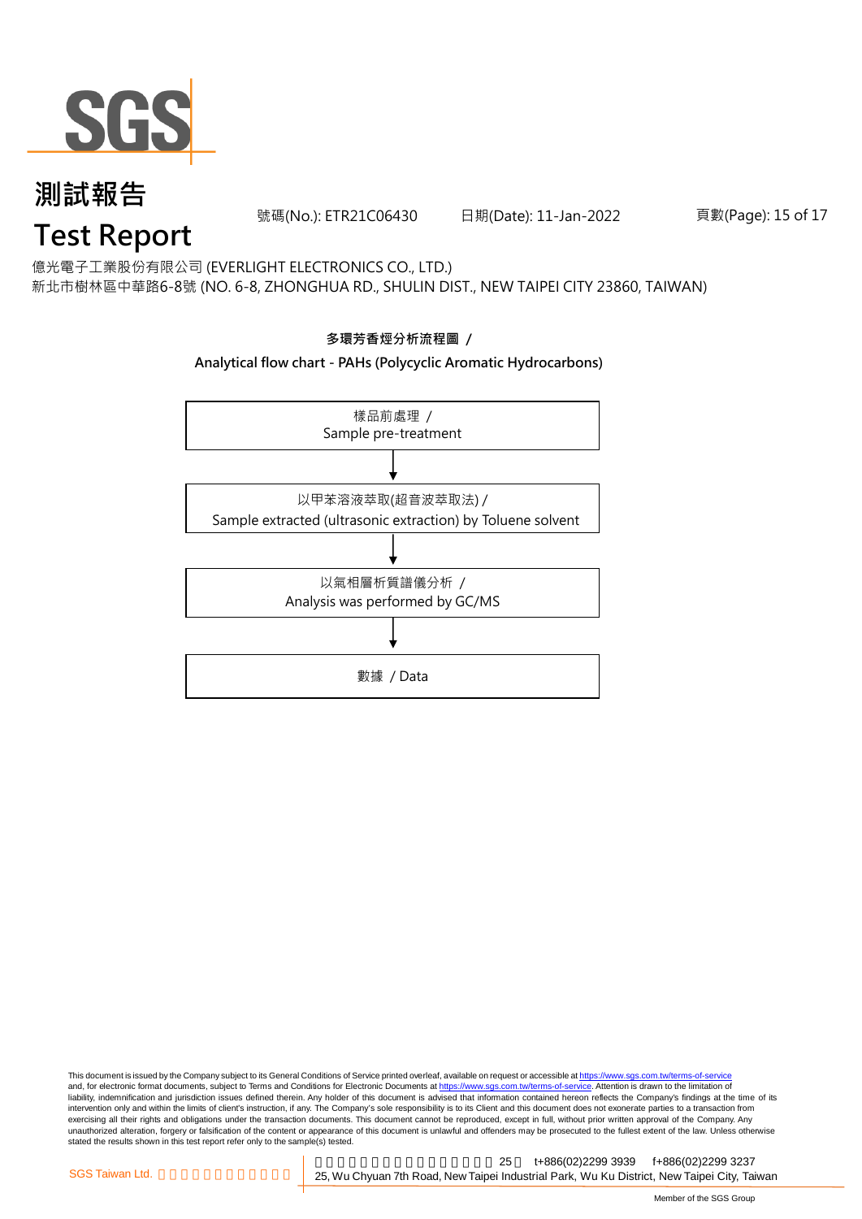# 測試報告
# Test Report

號碼(No.): ETR21C06430　　日期(Date): 11-Jan-2022

億光電子工業股份有限公司 (EVERLIGHT ELECTRONICS CO., LTD.)
新北市樹林區中華路6-8號 (NO. 6-8, ZHONGHUA RD., SHULIN DIST., NEW TAIPEI CITY 23860, TAIWAN)

**多環芳香烴分析流程圖 /**

**Analytical flow chart - PAHs (Polycyclic Aromatic Hydrocarbons)**

樣品前處理 /
Sample pre-treatment

↓

以甲苯溶液萃取(超音波萃取法) /
Sample extracted (ultrasonic extraction) by Toluene solvent

↓

以氣相層析質譜儀分析 /
Analysis was performed by GC/MS

↓

數據 / Data

This document is issued by the Company subject to its General Conditions of Service printed overleaf, available on request or accessible at https://www.sgs.com.tw/terms-of-service and, for electronic format documents, subject to Terms and Conditions for Electronic Documents at https://www.sgs.com.tw/terms-of-service. Attention is drawn to the limitation of liability, indemnification and jurisdiction issues defined therein. Any holder of this document is advised that information contained hereon reflects the Company's findings at the time of its intervention only and within the limits of client's instruction, if any. The Company's sole responsibility is to its Client and this document does not exonerate parties to a transaction from exercising all their rights and obligations under the transaction documents. This document cannot be reproduced, except in full, without prior written approval of the Company. Any unauthorized alteration, forgery or falsification of the content or appearance of this document is unlawful and offenders may be prosecuted to the fullest extent of the law. Unless otherwise stated the results shown in this test report refer only to the sample(s) tested.

SGS Taiwan Ltd. 25 t+886(02)2299 3939 f+886(02)2299 3237
25, Wu Chyuan 7th Road, New Taipei Industrial Park, Wu Ku District, New Taipei City, Taiwan

Member of the SGS Group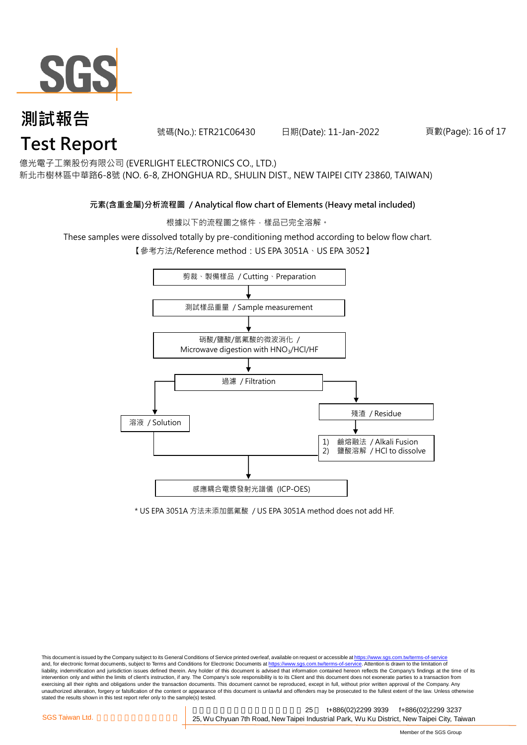# 測試報告
# Test Report

號碼(No.): ETR21C06430 日期(Date): 11-Jan-2022

億光電子工業股份有限公司 (EVERLIGHT ELECTRONICS CO., LTD.)
新北市樹林區中華路6-8號 (NO. 6-8, ZHONGHUA RD., SHULIN DIST., NEW TAIPEI CITY 23860, TAIWAN)

**元素(含重金屬)分析流程圖 / Analytical flow chart of Elements (Heavy metal included)**

根據以下的流程圖之條件，樣品已完全溶解。

These samples were dissolved totally by pre-conditioning method according to below flow chart.

【參考方法/Reference method：US EPA 3051A、US EPA 3052】

剪裁、製備樣品 / Cutting、Preparation

↓

測試樣品重量 / Sample measurement

↓

硝酸/鹽酸/氫氟酸的微波消化 / Microwave digestion with $HNO_3$/HCl/HF

↓

過濾 / Filtration

- 溶液 / Solution
- 殘渣 / Residue
  ↓
  1) 鹼熔融法 / Alkali Fusion
  2) 鹽酸溶解 / HCl to dissolve

↓

感應耦合電漿發射光譜儀 (ICP-OES)

\* US EPA 3051A 方法未添加氫氟酸 / US EPA 3051A method does not add HF.

This document is issued by the Company subject to its General Conditions of Service printed overleaf, available on request or accessible at https://www.sgs.com.tw/terms-of-service and, for electronic format documents, subject to Terms and Conditions for Electronic Documents at https://www.sgs.com.tw/terms-of-service. Attention is drawn to the limitation of liability, indemnification and jurisdiction issues defined therein. Any holder of this document is advised that information contained hereon reflects the Company's findings at the time of its intervention only and within the limits of client's instruction, if any. The Company's sole responsibility is to its Client and this document does not exonerate parties to a transaction from exercising all their rights and obligations under the transaction documents. This document cannot be reproduced, except in full, without prior written approval of the Company. Any unauthorized alteration, forgery or falsification of the content or appearance of this document is unlawful and offenders may be prosecuted to the fullest extent of the law. Unless otherwise stated the results shown in this test report refer only to the sample(s) tested.

SGS Taiwan Ltd. 25, Wu Chyuan 7th Road, New Taipei Industrial Park, Wu Ku District, New Taipei City, Taiwan t+886(02)2299 3939 f+886(02)2299 3237

Member of the SGS Group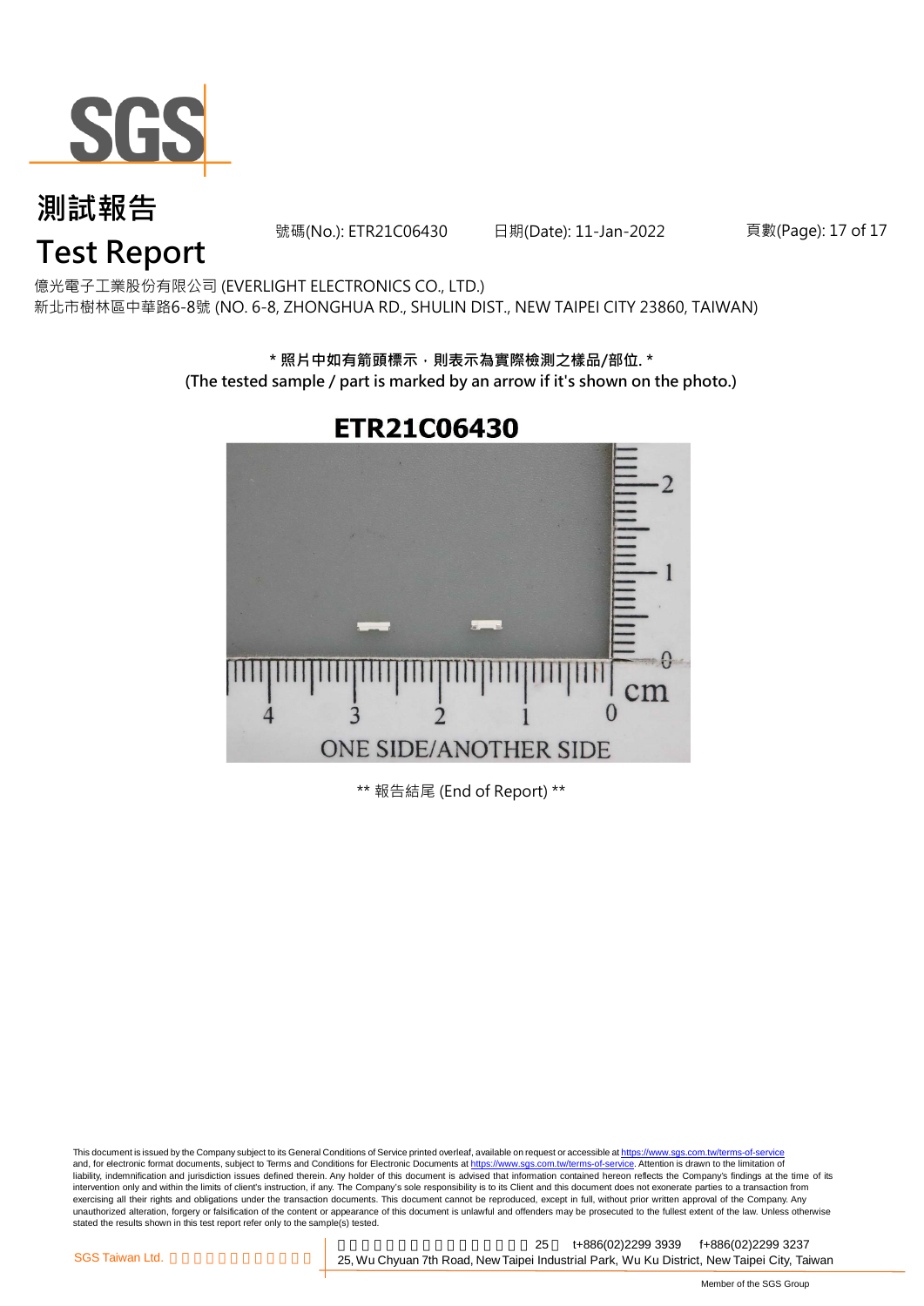# 測試報告

# Test Report

號碼(No.): ETR21C06430 日期(Date): 11-Jan-2022

億光電子工業股份有限公司 (EVERLIGHT ELECTRONICS CO., LTD.)
新北市樹林區中華路6-8號 (NO. 6-8, ZHONGHUA RD., SHULIN DIST., NEW TAIPEI CITY 23860, TAIWAN)

**\* 照片中如有箭頭標示，則表示為實際檢測之樣品/部位. \***
**(The tested sample / part is marked by an arrow if it's shown on the photo.)**

**ETR21C06430**

ONE SIDE/ANOTHER SIDE

\*\* 報告結尾 (End of Report) \*\*

This document is issued by the Company subject to its General Conditions of Service printed overleaf, available on request or accessible at https://www.sgs.com.tw/terms-of-service and, for electronic format documents, subject to Terms and Conditions for Electronic Documents at https://www.sgs.com.tw/terms-of-service. Attention is drawn to the limitation of liability, indemnification and jurisdiction issues defined therein. Any holder of this document is advised that information contained hereon reflects the Company's findings at the time of its intervention only and within the limits of client's instruction, if any. The Company's sole responsibility is to its Client and this document does not exonerate parties to a transaction from exercising all their rights and obligations under the transaction documents. This document cannot be reproduced, except in full, without prior written approval of the Company. Any unauthorized alteration, forgery or falsification of the content or appearance of this document is unlawful and offenders may be prosecuted to the fullest extent of the law. Unless otherwise stated the results shown in this test report refer only to the sample(s) tested.

SGS Taiwan Ltd. | 25 t+886(02)2299 3939 f+886(02)2299 3237
25, Wu Chyuan 7th Road, New Taipei Industrial Park, Wu Ku District, New Taipei City, Taiwan

Member of the SGS Group